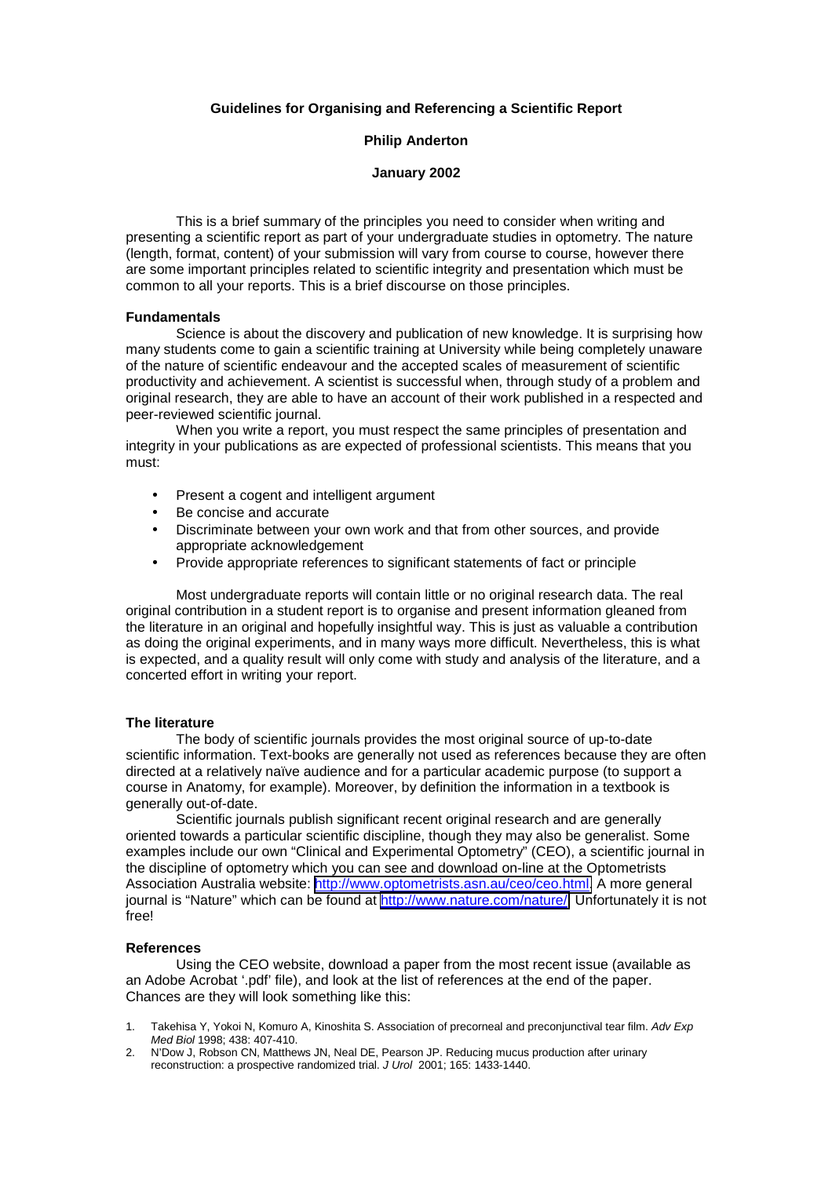# Guidelines for Organising and Referencing a Scientific Report

**Philip Anderton**

**January 2002**

This is a brief summary of the principles you need to consider when writing and presenting a scientific report as part of your undergraduate studies in optometry. The nature (length, format, content) of your submission will vary from course to course, however there are some important principles related to scientific integrity and presentation which must be common to all your reports. This is a brief discourse on those principles.

## Fundamentals

Science is about the discovery and publication of new knowledge. It is surprising how many students come to gain a scientific training at University while being completely unaware of the nature of scientific endeavour and the accepted scales of measurement of scientific productivity and achievement. A scientist is successful when, through study of a problem and original research, they are able to have an account of their work published in a respected and peer-reviewed scientific journal.

When you write a report, you must respect the same principles of presentation and integrity in your publications as are expected of professional scientists. This means that you must:

- Present a cogent and intelligent argument
- Be concise and accurate
- Discriminate between your own work and that from other sources, and provide appropriate acknowledgement
- Provide appropriate references to significant statements of fact or principle

Most undergraduate reports will contain little or no original research data. The real original contribution in a student report is to organise and present information gleaned from the literature in an original and hopefully insightful way. This is just as valuable a contribution as doing the original experiments, and in many ways more difficult. Nevertheless, this is what is expected, and a quality result will only come with study and analysis of the literature, and a concerted effort in writing your report.

## The literature

The body of scientific journals provides the most original source of up-to-date scientific information. Text-books are generally not used as references because they are often directed at a relatively naïve audience and for a particular academic purpose (to support a course in Anatomy, for example). Moreover, by definition the information in a textbook is generally out-of-date.

Scientific journals publish significant recent original research and are generally oriented towards a particular scientific discipline, though they may also be generalist. Some examples include our own "Clinical and Experimental Optometry" (CEO), a scientific journal in the discipline of optometry which you can see and download on-line at the Optometrists Association Australia website: http://www.optometrists.asn.au/ceo/ceo.html. A more general journal is "Nature" which can be found at http://www.nature.com/nature/. Unfortunately it is not free!

## References

Using the CEO website, download a paper from the most recent issue (available as an Adobe Acrobat '.pdf' file), and look at the list of references at the end of the paper. Chances are they will look something like this:

1. Takehisa Y, Yokoi N, Komuro A, Kinoshita S. Association of precorneal and preconjunctival tear film. *Adv Exp Med Biol* 1998; 438: 407-410.
2. N'Dow J, Robson CN, Matthews JN, Neal DE, Pearson JP. Reducing mucus production after urinary reconstruction: a prospective randomized trial. *J Urol* 2001; 165: 1433-1440.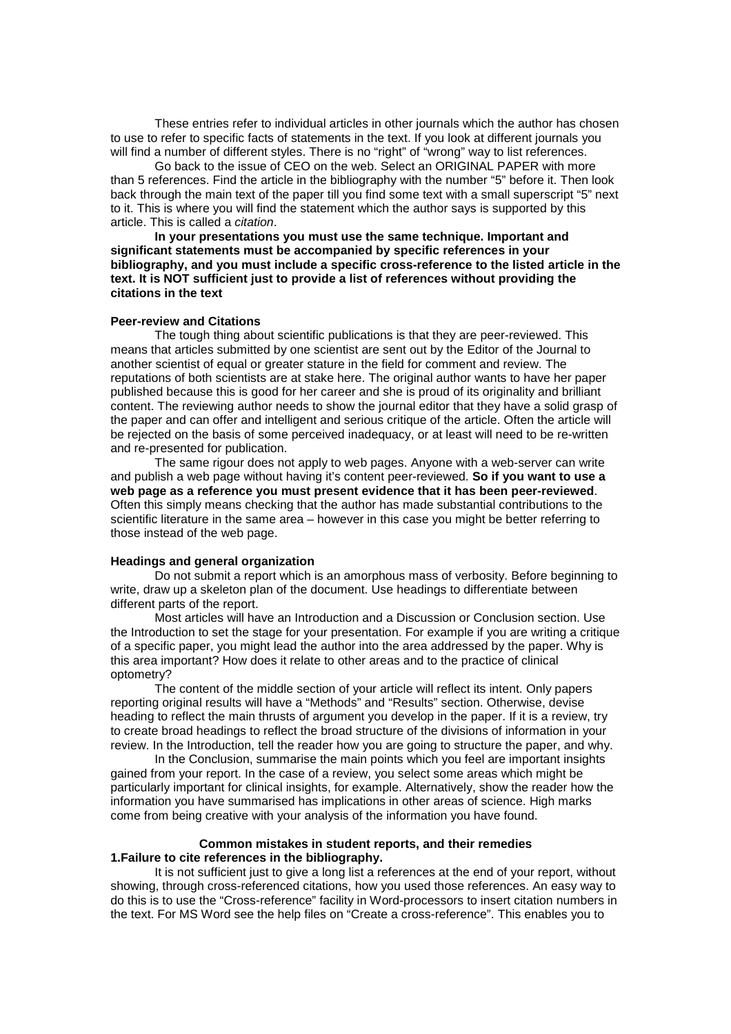These entries refer to individual articles in other journals which the author has chosen to use to refer to specific facts of statements in the text. If you look at different journals you will find a number of different styles. There is no "right" of "wrong" way to list references.

Go back to the issue of CEO on the web. Select an ORIGINAL PAPER with more than 5 references. Find the article in the bibliography with the number "5" before it. Then look back through the main text of the paper till you find some text with a small superscript "5" next to it. This is where you will find the statement which the author says is supported by this article. This is called a *citation*.

**In your presentations you must use the same technique. Important and significant statements must be accompanied by specific references in your bibliography, and you must include a specific cross-reference to the listed article in the text. It is NOT sufficient just to provide a list of references without providing the citations in the text**

**Peer-review and Citations**

The tough thing about scientific publications is that they are peer-reviewed. This means that articles submitted by one scientist are sent out by the Editor of the Journal to another scientist of equal or greater stature in the field for comment and review. The reputations of both scientists are at stake here. The original author wants to have her paper published because this is good for her career and she is proud of its originality and brilliant content. The reviewing author needs to show the journal editor that they have a solid grasp of the paper and can offer and intelligent and serious critique of the article. Often the article will be rejected on the basis of some perceived inadequacy, or at least will need to be re-written and re-presented for publication.

The same rigour does not apply to web pages. Anyone with a web-server can write and publish a web page without having it's content peer-reviewed. **So if you want to use a web page as a reference you must present evidence that it has been peer-reviewed**. Often this simply means checking that the author has made substantial contributions to the scientific literature in the same area – however in this case you might be better referring to those instead of the web page.

**Headings and general organization**

Do not submit a report which is an amorphous mass of verbosity. Before beginning to write, draw up a skeleton plan of the document. Use headings to differentiate between different parts of the report.

Most articles will have an Introduction and a Discussion or Conclusion section. Use the Introduction to set the stage for your presentation. For example if you are writing a critique of a specific paper, you might lead the author into the area addressed by the paper. Why is this area important? How does it relate to other areas and to the practice of clinical optometry?

The content of the middle section of your article will reflect its intent. Only papers reporting original results will have a "Methods" and "Results" section. Otherwise, devise heading to reflect the main thrusts of argument you develop in the paper. If it is a review, try to create broad headings to reflect the broad structure of the divisions of information in your review. In the Introduction, tell the reader how you are going to structure the paper, and why.

In the Conclusion, summarise the main points which you feel are important insights gained from your report. In the case of a review, you select some areas which might be particularly important for clinical insights, for example. Alternatively, show the reader how the information you have summarised has implications in other areas of science. High marks come from being creative with your analysis of the information you have found.

**Common mistakes in student reports, and their remedies**

**1.Failure to cite references in the bibliography.**

It is not sufficient just to give a long list a references at the end of your report, without showing, through cross-referenced citations, how you used those references. An easy way to do this is to use the "Cross-reference" facility in Word-processors to insert citation numbers in the text. For MS Word see the help files on "Create a cross-reference". This enables you to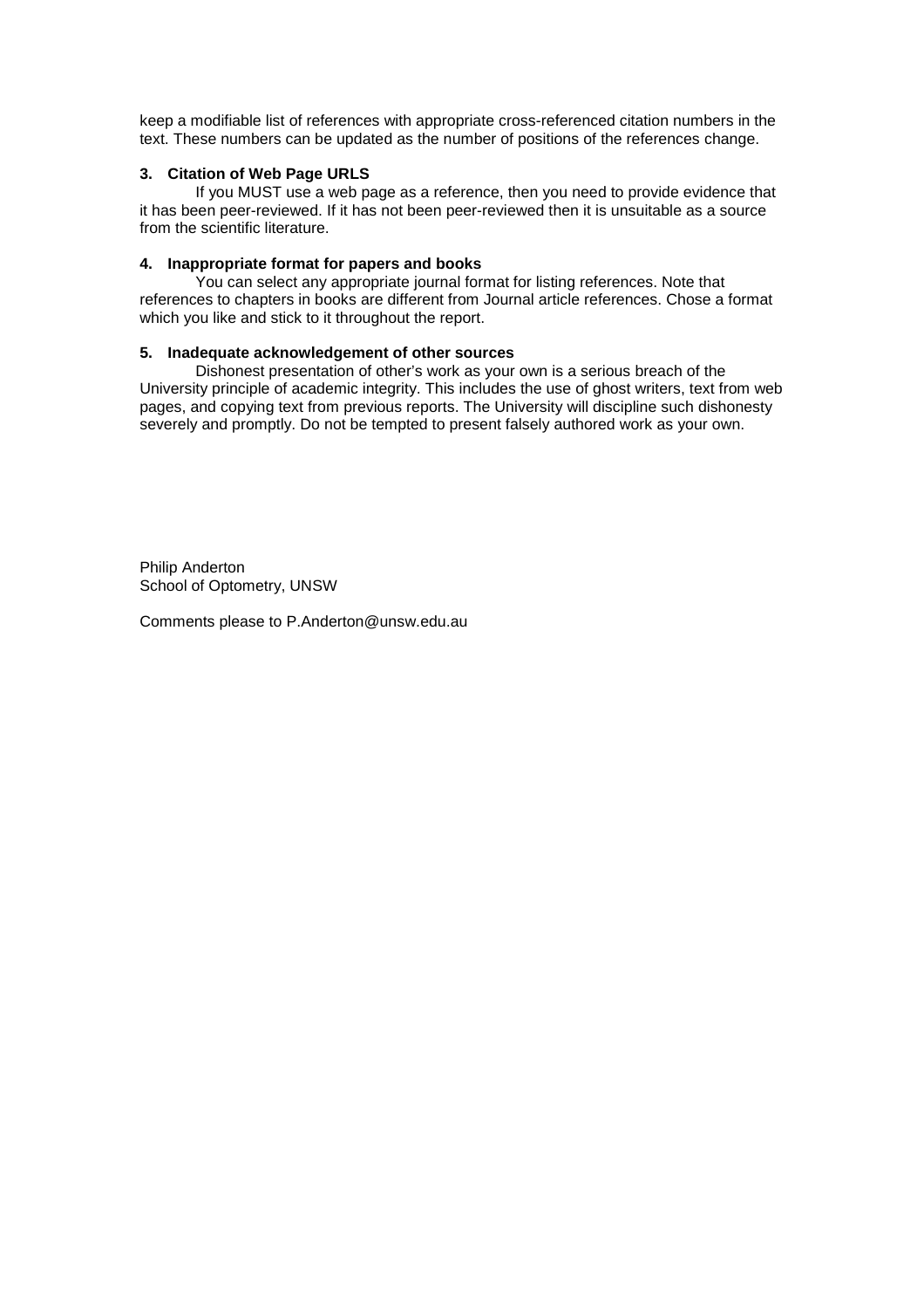keep a modifiable list of references with appropriate cross-referenced citation numbers in the text. These numbers can be updated as the number of positions of the references change.

**3. Citation of Web Page URLS**

If you MUST use a web page as a reference, then you need to provide evidence that it has been peer-reviewed. If it has not been peer-reviewed then it is unsuitable as a source from the scientific literature.

**4. Inappropriate format for papers and books**

You can select any appropriate journal format for listing references. Note that references to chapters in books are different from Journal article references. Chose a format which you like and stick to it throughout the report.

**5. Inadequate acknowledgement of other sources**

Dishonest presentation of other's work as your own is a serious breach of the University principle of academic integrity. This includes the use of ghost writers, text from web pages, and copying text from previous reports. The University will discipline such dishonesty severely and promptly. Do not be tempted to present falsely authored work as your own.

Philip Anderton
School of Optometry, UNSW

Comments please to P.Anderton@unsw.edu.au